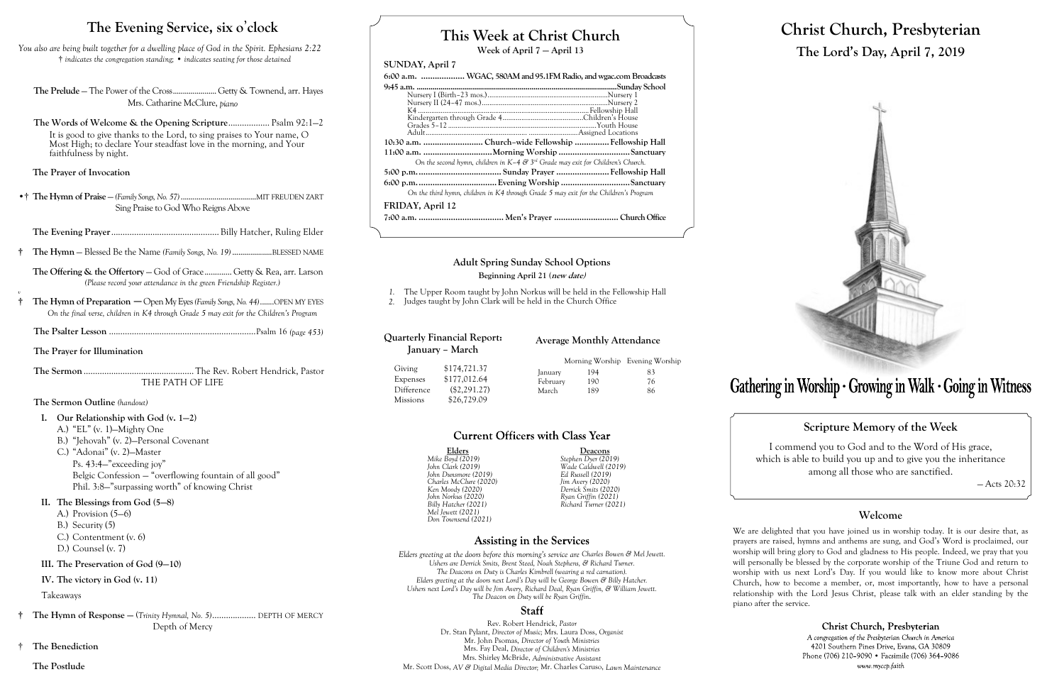# The Evening Service, six o'clock

*You also are being built together for a dwelling place of God in the Spirit. Ephesians 2:22*
*† indicates the congregation standing; • indicates seating for those detained*

**The Prelude** — The Power of the Cross...................... Getty & Townend, arr. Hayes
Mrs. Catharine McClure, *piano*

**The Words of Welcome & the Opening Scripture**.................. Psalm 92:1—2
It is good to give thanks to the Lord, to sing praises to Your name, O Most High; to declare Your steadfast love in the morning, and Your faithfulness by night.

**The Prayer of Invocation**

•† **The Hymn of Praise** — *(Family Songs, No. 57)*.......................................MIT FREUDEN ZART
Sing Praise to God Who Reigns Above

**The Evening Prayer**................................................ Billy Hatcher, Ruling Elder

† **The Hymn** — Blessed Be the Name *(Family Songs, No. 19)*....................BLESSED NAME

**The Offering & the Offertory** — God of Grace............. Getty & Rea, arr. Larson
*(Please record your attendance in the green Friendship Register.)*

† **The Hymn of Preparation** — Open My Eyes *(Family Songs, No. 44)*.......OPEN MY EYES
*On the final verse, children in K4 through Grade 5 may exit for the Children's Program*

**The Psalter Lesson**................................................................Psalm 16 *(page 453)*

**The Prayer for Illumination**

**The Sermon**................................................The Rev. Robert Hendrick, Pastor
THE PATH OF LIFE

**The Sermon Outline** *(handout)*

- **I. Our Relationship with God (v. 1—2)**
  - A.) "EL" (v. 1)—Mighty One
  - B.) "Jehovah" (v. 2)—Personal Covenant
  - C.) "Adonai" (v. 2)—Master
    - Ps. 43:4—"exceeding joy"
    - Belgic Confession — "overflowing fountain of all good"
    - Phil. 3:8—"surpassing worth" of knowing Christ
- **II. The Blessings from God (5—8)**
  - A.) Provision (5—6)
  - B.) Security (5)
  - C.) Contentment (v. 6)
  - D.) Counsel (v. 7)
- **III. The Preservation of God (9—10)**
- **IV. The victory in God (v. 11)**

Takeaways

† **The Hymn of Response** — *(Trinity Hymnal, No. 5)*.................. DEPTH OF MERCY
Depth of Mercy

† **The Benediction**

**The Postlude**

# This Week at Christ Church

**Week of April 7 — April 13**

**SUNDAY, April 7**

6:00 a.m. .................. WGAC, 580AM and 95.1FM Radio, and wgac.com Broadcasts

9:45 a.m. ........................................................................................Sunday School
- Nursery I (Birth–23 mos.).................................................Nursery 1
- Nursery II (24–47 mos.)...................................................Nursery 2
- K4.........................................................................Fellowship Hall
- Kindergarten through Grade 4.................................Children's House
- Grades 5–12..........................................................Youth House
- Adult.............................................................Assigned Locations

10:30 a.m. ......................... Church-wide Fellowship .............. Fellowship Hall

11:00 a.m. .............................Morning Worship ..............................Sanctuary
*On the second hymn, children in K–4 & 3rd Grade may exit for Children's Church.*

5:00 p.m. ................................... Sunday Prayer ...................... Fellowship Hall

6:00 p.m. .................................. Evening Worship .............................Sanctuary
*On the third hymn, children in K4 through Grade 5 may exit for the Children's Program*

**FRIDAY, April 12**

7:00 a.m. .................................... Men's Prayer ........................... Church Office

## Adult Spring Sunday School Options

**Beginning April 21 (*new date*)**

1. The Upper Room taught by John Norkus will be held in the Fellowship Hall
2. Judges taught by John Clark will be held in the Church Office

## Quarterly Financial Report: January – March

| | |
|---|---|
| Giving | $174,721.37 |
| Expenses | $177,012.64 |
| Difference | ($2,291.27) |
| Missions | $26,729.09 |

## Average Monthly Attendance

| | Morning Worship | Evening Worship |
|---|---|---|
| January | 194 | 83 |
| February | 190 | 76 |
| March | 189 | 86 |

## Current Officers with Class Year

| Elders | Deacons |
|---|---|
| *Mike Boyd (2019)* | *Stephen Dyer (2019)* |
| *John Clark (2019)* | *Wade Caldwell (2019)* |
| *John Dunsmore (2019)* | *Ed Russell (2019)* |
| *Charles McClure (2020)* | *Jim Avery (2020)* |
| *Ken Moody (2020)* | *Derrick Smits (2020)* |
| *John Norkus (2020)* | *Ryan Griffin (2021)* |
| *Billy Hatcher (2021)* | *Richard Turner (2021)* |
| *Mel Jewett (2021)* | |
| *Don Townsend (2021)* | |

## Assisting in the Services

*Elders greeting at the doors before this morning's service are Charles Bowen & Mel Jewett.*
*Ushers are Derrick Smits, Brent Steed, Noah Stephens, & Richard Turner.*
*The Deacons on Duty is Charles Kimbrell (wearing a red carnation).*
*Elders greeting at the doors next Lord's Day will be George Bowen & Billy Hatcher.*
*Ushers next Lord's Day will be Jim Avery, Richard Deal, Ryan Griffin, & William Jewett.*
*The Deacon on Duty will be Ryan Griffin.*

## Staff

Rev. Robert Hendrick, *Pastor*
Dr. Stan Pylant, *Director of Music*; Mrs. Laura Doss, *Organist*
Mr. John Psomas, *Director of Youth Ministries*
Mrs. Fay Deal, *Director of Children's Ministries*
Mrs. Shirley McBride, *Administrative Assistant*
Mr. Scott Doss, *AV & Digital Media Director*; Mr. Charles Caruso, *Lawn Maintenance*

# Christ Church, Presbyterian

## The Lord's Day, April 7, 2019

**Gathering in Worship · Growing in Walk · Going in Witness**

## Scripture Memory of the Week

I commend you to God and to the Word of His grace, which is able to build you up and to give you the inheritance among all those who are sanctified.

— Acts 20:32

## Welcome

We are delighted that you have joined us in worship today. It is our desire that, as prayers are raised, hymns and anthems are sung, and God's Word is proclaimed, our worship will bring glory to God and gladness to His people. Indeed, we pray that you will personally be blessed by the corporate worship of the Triune God and return to worship with us next Lord's Day. If you would like to know more about Christ Church, how to become a member, or, most importantly, how to have a personal relationship with the Lord Jesus Christ, please talk with an elder standing by the piano after the service.

**Christ Church, Presbyterian**
*A congregation of the Presbyterian Church in America*
4201 Southern Pines Drive, Evans, GA 30809
Phone (706) 210–9090 • Facsimile (706) 364–9086
*www.myccp.faith*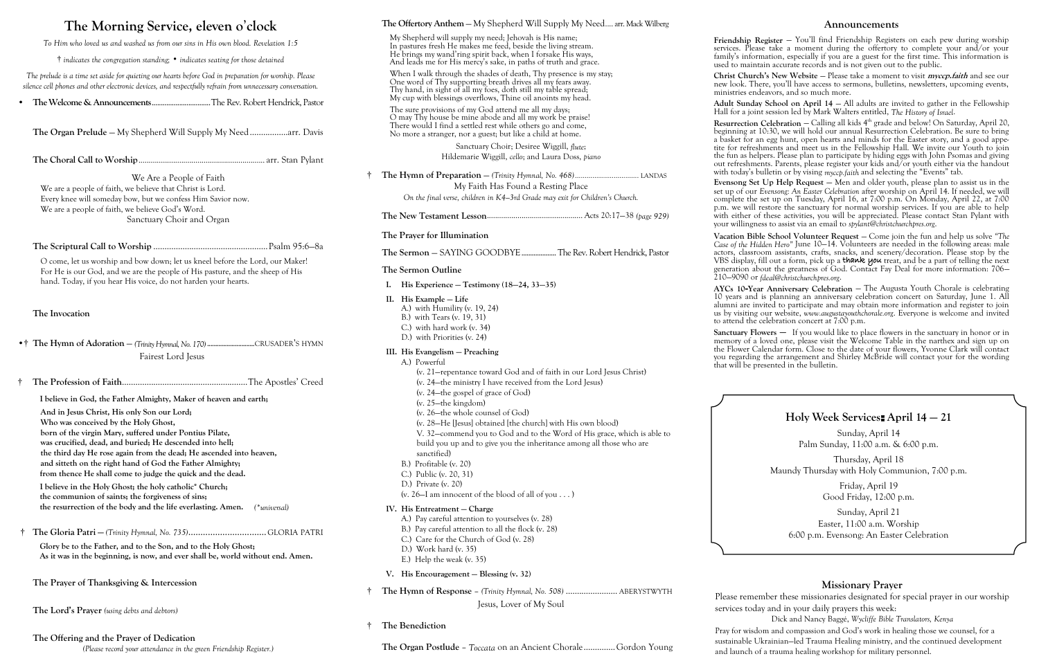# The Morning Service, eleven o'clock

*To Him who loved us and washed us from our sins in His own blood. Revelation 1:5*

*† indicates the congregation standing; • indicates seating for those detained*

*The prelude is a time set aside for quieting our hearts before God in preparation for worship. Please silence cell phones and other electronic devices, and respectfully refrain from unnecessary conversation.*

• **The Welcome & Announcements**................................The Rev. Robert Hendrick, Pastor

**The Organ Prelude** — My Shepherd Will Supply My Need.................arr. Davis

**The Choral Call to Worship**.............................................................arr. Stan Pylant

We Are a People of Faith

We are a people of faith, we believe that Christ is Lord.
Every knee will someday bow, but we confess Him Savior now.
We are a people of faith, we believe God's Word.

Sanctuary Choir and Organ

**The Scriptural Call to Worship**...................................................Psalm 95:6—8a

O come, let us worship and bow down; let us kneel before the Lord, our Maker! For He is our God, and we are the people of His pasture, and the sheep of His hand. Today, if you hear His voice, do not harden your hearts.

**The Invocation**

•† **The Hymn of Adoration** — *(Trinity Hymnal, No. 170)*.............................CRUSADER'S HYMN

Fairest Lord Jesus

† **The Profession of Faith**........................................................The Apostles' Creed

**I believe in God, the Father Almighty, Maker of heaven and earth;**

**And in Jesus Christ, His only Son our Lord;
Who was conceived by the Holy Ghost,
born of the virgin Mary, suffered under Pontius Pilate,
was crucified, dead, and buried; He descended into hell;
the third day He rose again from the dead; He ascended into heaven,
and sitteth on the right hand of God the Father Almighty;
from thence He shall come to judge the quick and the dead.**

**I believe in the Holy Ghost; the holy catholic\* Church;
the communion of saints; the forgiveness of sins;
the resurrection of the body and the life everlasting. Amen.** *(\*universal)*

† **The Gloria Patri** — *(Trinity Hymnal, No. 735)*.................................GLORIA PATRI

**Glory be to the Father, and to the Son, and to the Holy Ghost;
As it was in the beginning, is now, and ever shall be, world without end. Amen.**

**The Prayer of Thanksgiving & Intercession**

**The Lord's Prayer** *(using debts and debtors)*

**The Offering and the Prayer of Dedication**

*(Please record your attendance in the green Friendship Register.)*

**The Offertory Anthem** — My Shepherd Will Supply My Need.... arr. Mack Wilberg

My Shepherd will supply my need; Jehovah is His name;
In pastures fresh He makes me feed, beside the living stream.
He brings my wand'ring spirit back, when I forsake His ways,
And leads me for His mercy's sake, in paths of truth and grace.

When I walk through the shades of death, Thy presence is my stay;
One word of Thy supporting breath drives all my fears away.
Thy hand, in sight of all my foes, doth still my table spread;
My cup with blessings overflows, Thine oil anoints my head.

The sure provisions of my God attend me all my days;
O may Thy house be mine abode and all my work be praise!
There would I find a settled rest while others go and come,
No more a stranger, nor a guest; but like a child at home.

Sanctuary Choir; Desiree Wiggill, *flute*;
Hildemarie Wiggill, *cello*; and Laura Doss, *piano*

† **The Hymn of Preparation** — *(Trinity Hymnal, No. 468)*................................. LANDAS

My Faith Has Found a Resting Place

*On the final verse, children in K4—3rd Grade may exit for Children's Church.*

**The New Testament Lesson**............................................... Acts 20:17—38 *(page 929)*

**The Prayer for Illumination**

**The Sermon** — SAYING GOODBYE.................... The Rev. Robert Hendrick, Pastor

**The Sermon Outline**

I. **His Experience — Testimony (18—24, 33—35)**

II. **His Example — Life**
   - A.) with Humility (v. 19, 24)
   - B.) with Tears (v. 19, 31)
   - C.) with hard work (v. 34)
   - D.) with Priorities (v. 24)

III. **His Evangelism — Preaching**
   - A.) Powerful
     - (v. 21—repentance toward God and of faith in our Lord Jesus Christ)
     - (v. 24—the ministry I have received from the Lord Jesus)
     - (v. 24—the gospel of grace of God)
     - (v. 25—the kingdom)
     - (v. 26—the whole counsel of God)
     - (v. 28—He [Jesus] obtained [the church] with His own blood)
     - V. 32—commend you to God and to the Word of His grace, which is able to build you up and to give you the inheritance among all those who are sanctified)
   - B.) Profitable (v. 20)
   - C.) Public (v. 20, 31)
   - D.) Private (v. 20)
   - (v. 26—I am innocent of the blood of all of you . . . )

IV. **His Entreatment — Charge**
   - A.) Pay careful attention to yourselves (v. 28)
   - B.) Pay careful attention to all the flock (v. 28)
   - C.) Care for the Church of God (v. 28)
   - D.) Work hard (v. 35)
   - E.) Help the weak (v. 35)

V. **His Encouragement — Blessing (v. 32)**

† **The Hymn of Response** – *(Trinity Hymnal, No. 508)* ....................... ABERYSTWYTH

Jesus, Lover of My Soul

† **The Benediction**

**The Organ Postlude** – *Toccata* on an Ancient Chorale..............Gordon Young

## Announcements

**Friendship Register** — You'll find Friendship Registers on each pew during worship services. Please take a moment during the offertory to complete your and/or your family's information, especially if you are a guest for the first time. This information is used to maintain accurate records and is not given out to the public.

**Christ Church's New Website** — Please take a moment to visit ***myccp.faith*** and see our new look. There, you'll have access to sermons, bulletins, newsletters, upcoming events, ministries endeavors, and so much more.

**Adult Sunday School on April 14** — All adults are invited to gather in the Fellowship Hall for a joint session led by Mark Walters entitled, *The History of Israel*.

**Resurrection Celebration** — Calling all kids 4th grade and below! On Saturday, April 20, beginning at 10:30, we will hold our annual Resurrection Celebration. Be sure to bring a basket for an egg hunt, open hearts and minds for the Easter story, and a good appetite for refreshments and meet us in the Fellowship Hall. We invite our Youth to join the fun as helpers. Please plan to participate by hiding eggs with John Psomas and giving out refreshments. Parents, please register your kids and/or youth either via the handout with today's bulletin or by vising *myccp.faith* and selecting the "Events" tab.

**Evensong Set Up Help Request** — Men and older youth, please plan to assist us in the set up of our *Evensong: An Easter Celebration* after worship on April 14. If needed, we will complete the set up on Tuesday, April 16, at 7:00 p.m. On Monday, April 22, at 7:00 p.m. we will restore the sanctuary for normal worship services. If you are able to help with either of these activities, you will be appreciated. Please contact Stan Pylant with your willingness to assist via an email to *spylant@christchurchpres.org*.

**Vacation Bible School Volunteer Request** — Come join the fun and help us solve *"The Case of the Hidden Hero"* June 10—14. Volunteers are needed in the following areas: male actors, classroom assistants, crafts, snacks, and scenery/decoration. Please stop by the VBS display, fill out a form, pick up a **thank you** treat, and be a part of telling the next generation about the greatness of God. Contact Fay Deal for more information: 706—210—9090 or *fdeal@christchurchpres.org*.

**AYCs 10-Year Anniversary Celebration** — The Augusta Youth Chorale is celebrating 10 years and is planning an anniversary celebration concert on Saturday, June 1. All alumni are invited to participate and may obtain more information and register to join us by visiting our website, *www.augustayouthchorale.org*. Everyone is welcome and invited to attend the celebration concert at 7:00 p.m.

**Sanctuary Flowers** — If you would like to place flowers in the sanctuary in honor or in memory of a loved one, please visit the Welcome Table in the narthex and sign up on the Flower Calendar form. Close to the date of your flowers, Yvonne Clark will contact you regarding the arrangement and Shirley McBride will contact your for the wording that will be presented in the bulletin.

### Holy Week Services: April 14 — 21

Sunday, April 14
Palm Sunday, 11:00 a.m. & 6:00 p.m.

Thursday, April 18
Maundy Thursday with Holy Communion, 7:00 p.m.

Friday, April 19
Good Friday, 12:00 p.m.

Sunday, April 21
Easter, 11:00 a.m. Worship
6:00 p.m. Evensong: An Easter Celebration

## Missionary Prayer

Please remember these missionaries designated for special prayer in our worship services today and in your daily prayers this week:

Dick and Nancy Baggé, *Wycliffe Bible Translators, Kenya*

Pray for wisdom and compassion and God's work in healing those we counsel, for a sustainable Ukrainian—led Trauma Healing ministry, and the continued development and launch of a trauma healing workshop for military personnel.